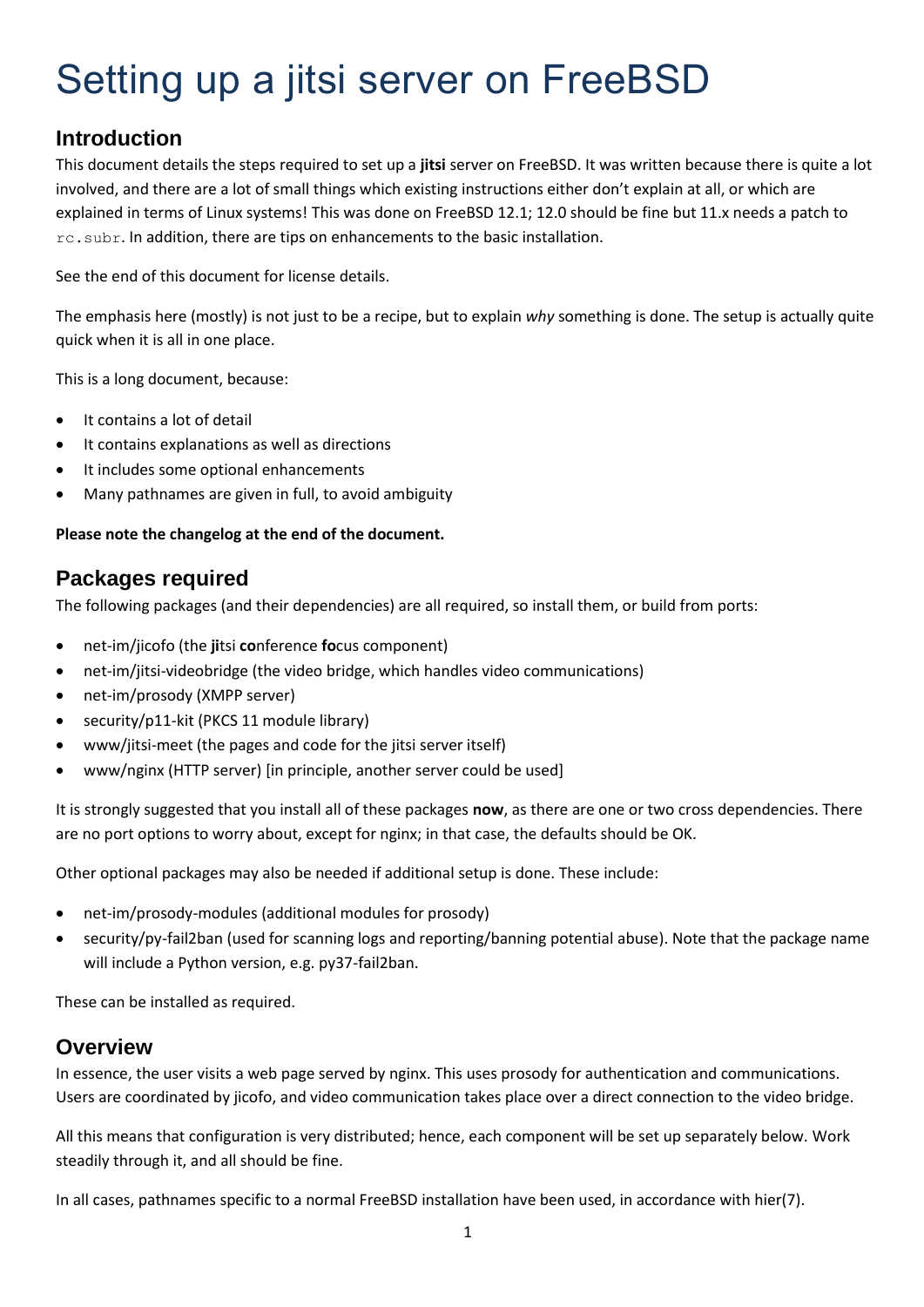# Setting up a jitsi server on FreeBSD

## Introduction

This document details the steps required to set up a **jitsi** server on FreeBSD. It was written because there is quite a lot involved, and there are a lot of small things which existing instructions either don't explain at all, or which are explained in terms of Linux systems! This was done on FreeBSD 12.1; 12.0 should be fine but 11.x needs a patch to `rc.subr`. In addition, there are tips on enhancements to the basic installation.

See the end of this document for license details.

The emphasis here (mostly) is not just to be a recipe, but to explain *why* something is done. The setup is actually quite quick when it is all in one place.

This is a long document, because:

- It contains a lot of detail
- It contains explanations as well as directions
- It includes some optional enhancements
- Many pathnames are given in full, to avoid ambiguity

**Please note the changelog at the end of the document.**

## Packages required

The following packages (and their dependencies) are all required, so install them, or build from ports:

- net-im/jicofo (the **ji**tsi **co**nference **fo**cus component)
- net-im/jitsi-videobridge (the video bridge, which handles video communications)
- net-im/prosody (XMPP server)
- security/p11-kit (PKCS 11 module library)
- www/jitsi-meet (the pages and code for the jitsi server itself)
- www/nginx (HTTP server) [in principle, another server could be used]

It is strongly suggested that you install all of these packages **now**, as there are one or two cross dependencies. There are no port options to worry about, except for nginx; in that case, the defaults should be OK.

Other optional packages may also be needed if additional setup is done. These include:

- net-im/prosody-modules (additional modules for prosody)
- security/py-fail2ban (used for scanning logs and reporting/banning potential abuse). Note that the package name will include a Python version, e.g. py37-fail2ban.

These can be installed as required.

## Overview

In essence, the user visits a web page served by nginx. This uses prosody for authentication and communications. Users are coordinated by jicofo, and video communication takes place over a direct connection to the video bridge.

All this means that configuration is very distributed; hence, each component will be set up separately below. Work steadily through it, and all should be fine.

In all cases, pathnames specific to a normal FreeBSD installation have been used, in accordance with hier(7).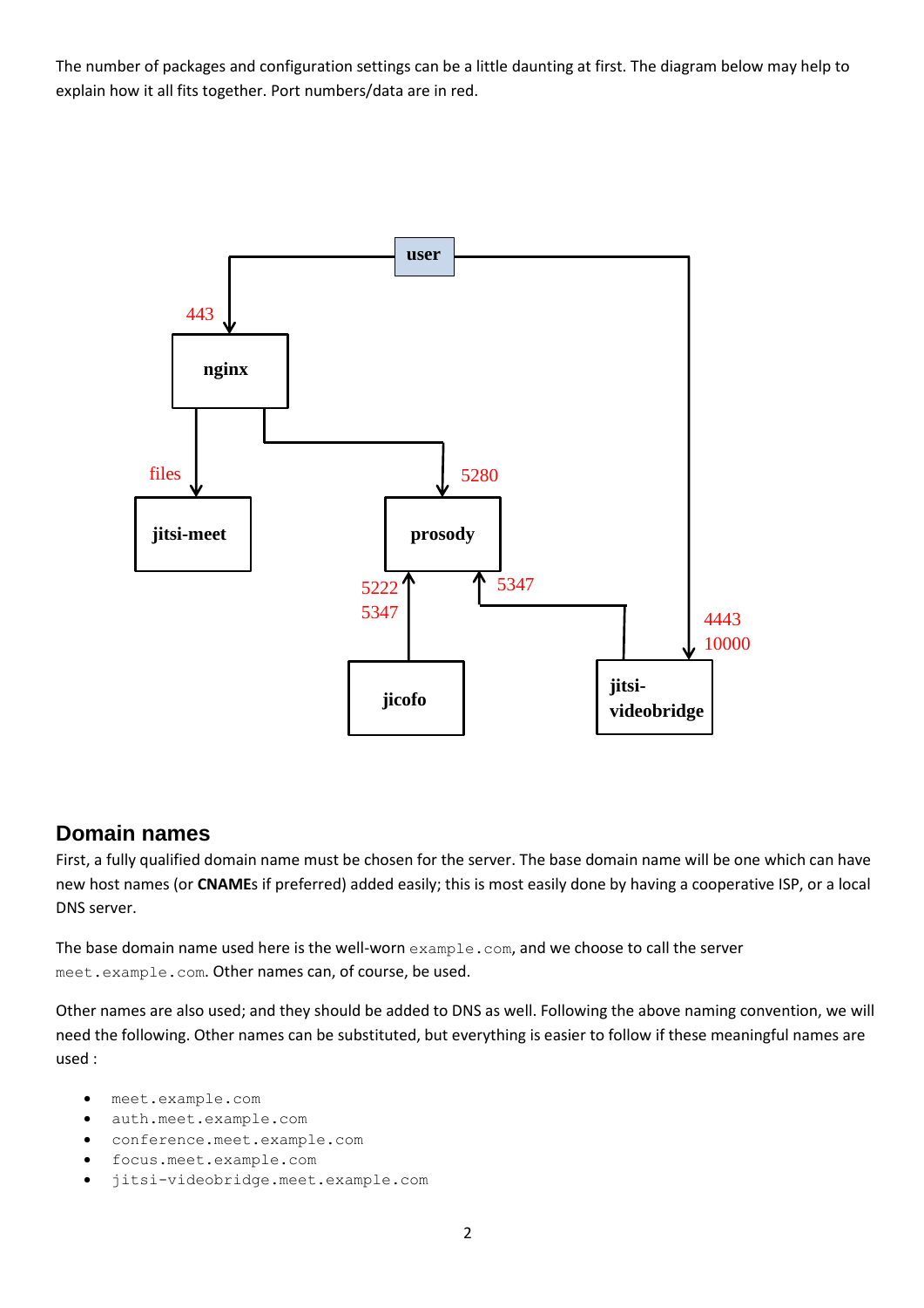The number of packages and configuration settings can be a little daunting at first. The diagram below may help to explain how it all fits together. Port numbers/data are in red.

## Domain names

First, a fully qualified domain name must be chosen for the server. The base domain name will be one which can have new host names (or **CNAME**s if preferred) added easily; this is most easily done by having a cooperative ISP, or a local DNS server.

The base domain name used here is the well-worn `example.com`, and we choose to call the server `meet.example.com`. Other names can, of course, be used.

Other names are also used; and they should be added to DNS as well. Following the above naming convention, we will need the following. Other names can be substituted, but everything is easier to follow if these meaningful names are used :

- `meet.example.com`
- `auth.meet.example.com`
- `conference.meet.example.com`
- `focus.meet.example.com`
- `jitsi-videobridge.meet.example.com`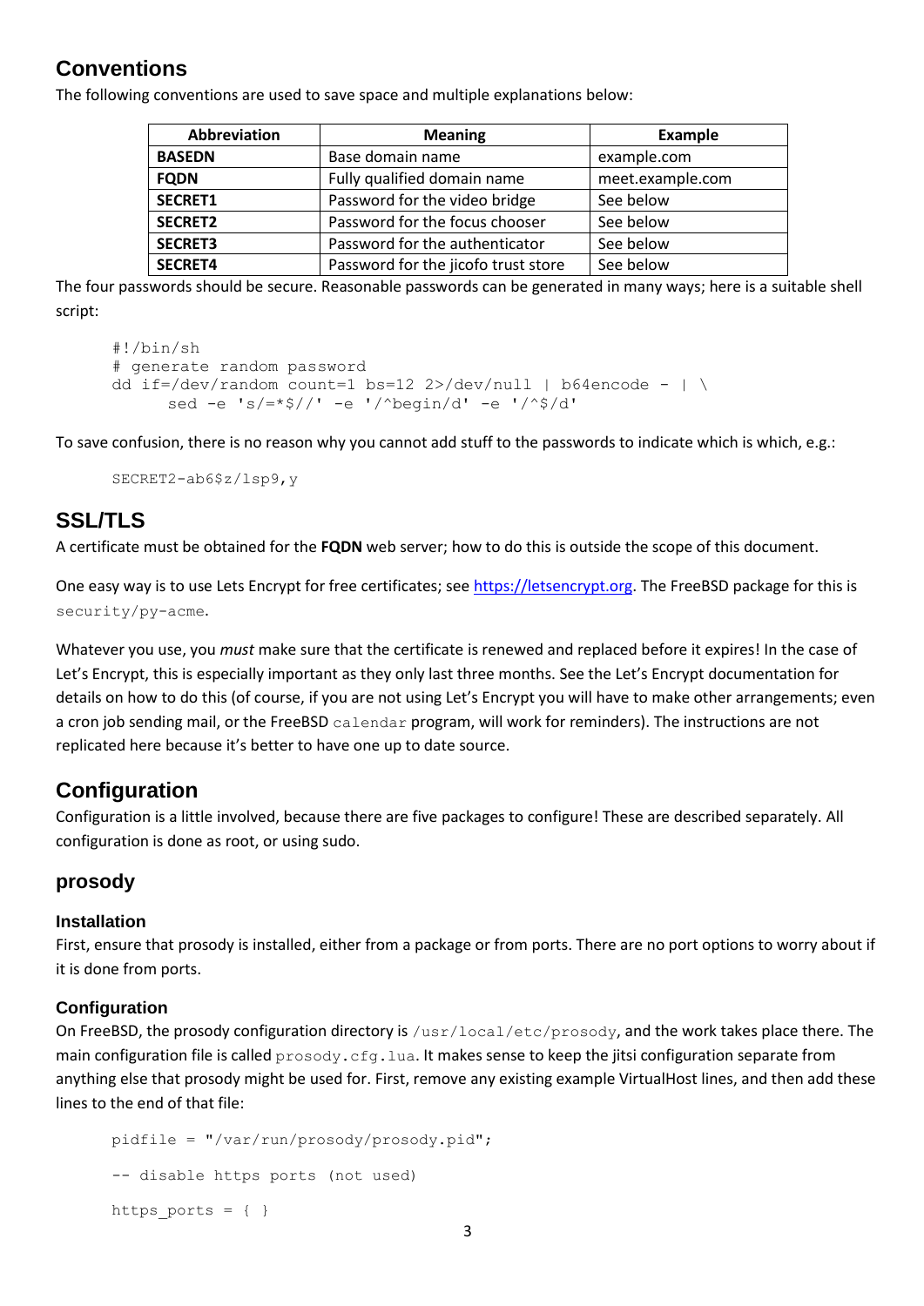## Conventions

The following conventions are used to save space and multiple explanations below:

| Abbreviation | Meaning | Example |
|---|---|---|
| **BASEDN** | Base domain name | example.com |
| **FQDN** | Fully qualified domain name | meet.example.com |
| **SECRET1** | Password for the video bridge | See below |
| **SECRET2** | Password for the focus chooser | See below |
| **SECRET3** | Password for the authenticator | See below |
| **SECRET4** | Password for the jicofo trust store | See below |

The four passwords should be secure. Reasonable passwords can be generated in many ways; here is a suitable shell script:

```
#!/bin/sh
# generate random password
dd if=/dev/random count=1 bs=12 2>/dev/null | b64encode - | \
        sed -e 's/=*$//' -e '/^begin/d' -e '/^$/d'
```

To save confusion, there is no reason why you cannot add stuff to the passwords to indicate which is which, e.g.:

```
SECRET2-ab6$z/lsp9,y
```

## SSL/TLS

A certificate must be obtained for the **FQDN** web server; how to do this is outside the scope of this document.

One easy way is to use Lets Encrypt for free certificates; see [https://letsencrypt.org](https://letsencrypt.org). The FreeBSD package for this is `security/py-acme`.

Whatever you use, you *must* make sure that the certificate is renewed and replaced before it expires! In the case of Let's Encrypt, this is especially important as they only last three months. See the Let's Encrypt documentation for details on how to do this (of course, if you are not using Let's Encrypt you will have to make other arrangements; even a cron job sending mail, or the FreeBSD `calendar` program, will work for reminders). The instructions are not replicated here because it's better to have one up to date source.

## Configuration

Configuration is a little involved, because there are five packages to configure! These are described separately. All configuration is done as root, or using sudo.

### prosody

#### Installation

First, ensure that prosody is installed, either from a package or from ports. There are no port options to worry about if it is done from ports.

#### Configuration

On FreeBSD, the prosody configuration directory is `/usr/local/etc/prosody`, and the work takes place there. The main configuration file is called `prosody.cfg.lua`. It makes sense to keep the jitsi configuration separate from anything else that prosody might be used for. First, remove any existing example VirtualHost lines, and then add these lines to the end of that file:

```
pidfile = "/var/run/prosody/prosody.pid";

-- disable https ports (not used)

https_ports = { }
```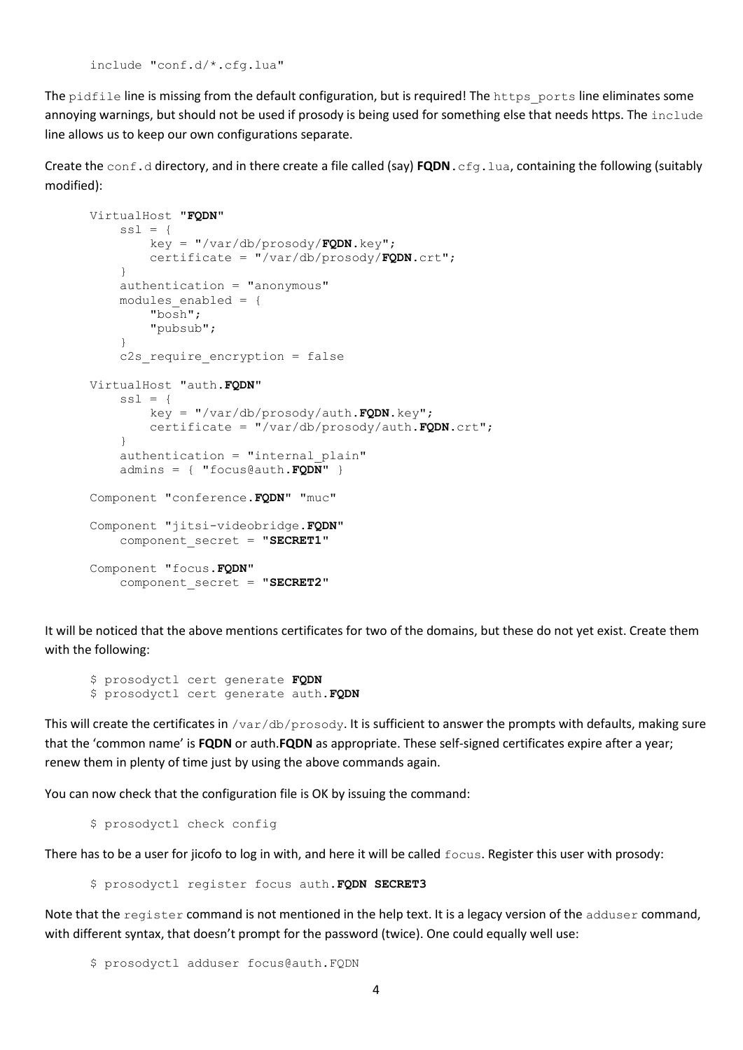```
include "conf.d/*.cfg.lua"
```

The `pidfile` line is missing from the default configuration, but is required! The `https_ports` line eliminates some annoying warnings, but should not be used if prosody is being used for something else that needs https. The `include` line allows us to keep our own configurations separate.

Create the `conf.d` directory, and in there create a file called (say) **FQDN**`.cfg.lua`, containing the following (suitably modified):

```
VirtualHost "FQDN"
    ssl = {
        key = "/var/db/prosody/FQDN.key";
        certificate = "/var/db/prosody/FQDN.crt";
    }
    authentication = "anonymous"
    modules_enabled = {
        "bosh";
        "pubsub";
    }
    c2s_require_encryption = false

VirtualHost "auth.FQDN"
    ssl = {
        key = "/var/db/prosody/auth.FQDN.key";
        certificate = "/var/db/prosody/auth.FQDN.crt";
    }
    authentication = "internal_plain"
    admins = { "focus@auth.FQDN" }

Component "conference.FQDN" "muc"

Component "jitsi-videobridge.FQDN"
    component_secret = "SECRET1"

Component "focus.FQDN"
    component_secret = "SECRET2"
```

It will be noticed that the above mentions certificates for two of the domains, but these do not yet exist. Create them with the following:

```
$ prosodyctl cert generate FQDN
$ prosodyctl cert generate auth.FQDN
```

This will create the certificates in `/var/db/prosody`. It is sufficient to answer the prompts with defaults, making sure that the 'common name' is **FQDN** or auth.**FQDN** as appropriate. These self-signed certificates expire after a year; renew them in plenty of time just by using the above commands again.

You can now check that the configuration file is OK by issuing the command:

```
$ prosodyctl check config
```

There has to be a user for jicofo to log in with, and here it will be called `focus`. Register this user with prosody:

```
$ prosodyctl register focus auth.FQDN SECRET3
```

Note that the `register` command is not mentioned in the help text. It is a legacy version of the `adduser` command, with different syntax, that doesn't prompt for the password (twice). One could equally well use:

```
$ prosodyctl adduser focus@auth.FQDN
```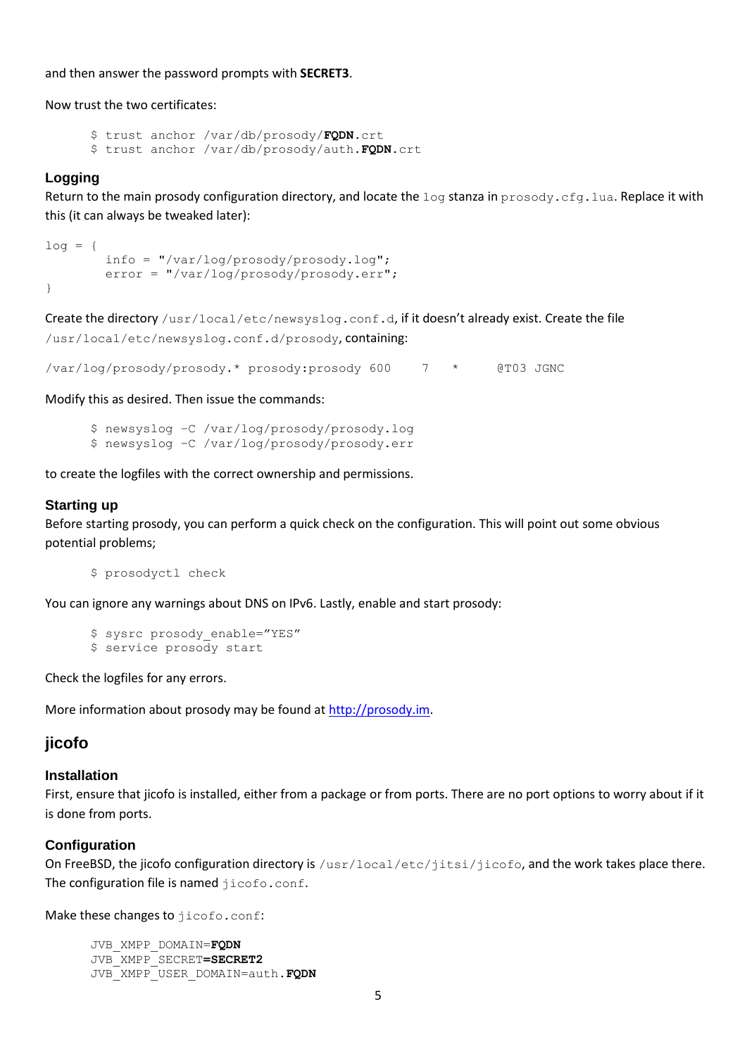and then answer the password prompts with **SECRET3**.

Now trust the two certificates:

```
$ trust anchor /var/db/prosody/FQDN.crt
$ trust anchor /var/db/prosody/auth.FQDN.crt
```

### Logging

Return to the main prosody configuration directory, and locate the `log` stanza in `prosody.cfg.lua`. Replace it with this (it can always be tweaked later):

```
log = {
        info = "/var/log/prosody/prosody.log";
        error = "/var/log/prosody/prosody.err";
}
```

Create the directory `/usr/local/etc/newsyslog.conf.d`, if it doesn't already exist. Create the file `/usr/local/etc/newsyslog.conf.d/prosody`, containing:

```
/var/log/prosody/prosody.* prosody:prosody 600    7    *     @T03 JGNC
```

Modify this as desired. Then issue the commands:

```
$ newsyslog –C /var/log/prosody/prosody.log
$ newsyslog –C /var/log/prosody/prosody.err
```

to create the logfiles with the correct ownership and permissions.

### Starting up

Before starting prosody, you can perform a quick check on the configuration. This will point out some obvious potential problems;

```
$ prosodyctl check
```

You can ignore any warnings about DNS on IPv6. Lastly, enable and start prosody:

```
$ sysrc prosody_enable="YES"
$ service prosody start
```

Check the logfiles for any errors.

More information about prosody may be found at http://prosody.im.

## jicofo

### Installation

First, ensure that jicofo is installed, either from a package or from ports. There are no port options to worry about if it is done from ports.

### Configuration

On FreeBSD, the jicofo configuration directory is `/usr/local/etc/jitsi/jicofo`, and the work takes place there. The configuration file is named `jicofo.conf`.

Make these changes to `jicofo.conf`:

```
JVB_XMPP_DOMAIN=FQDN
JVB_XMPP_SECRET=SECRET2
JVB_XMPP_USER_DOMAIN=auth.FQDN
```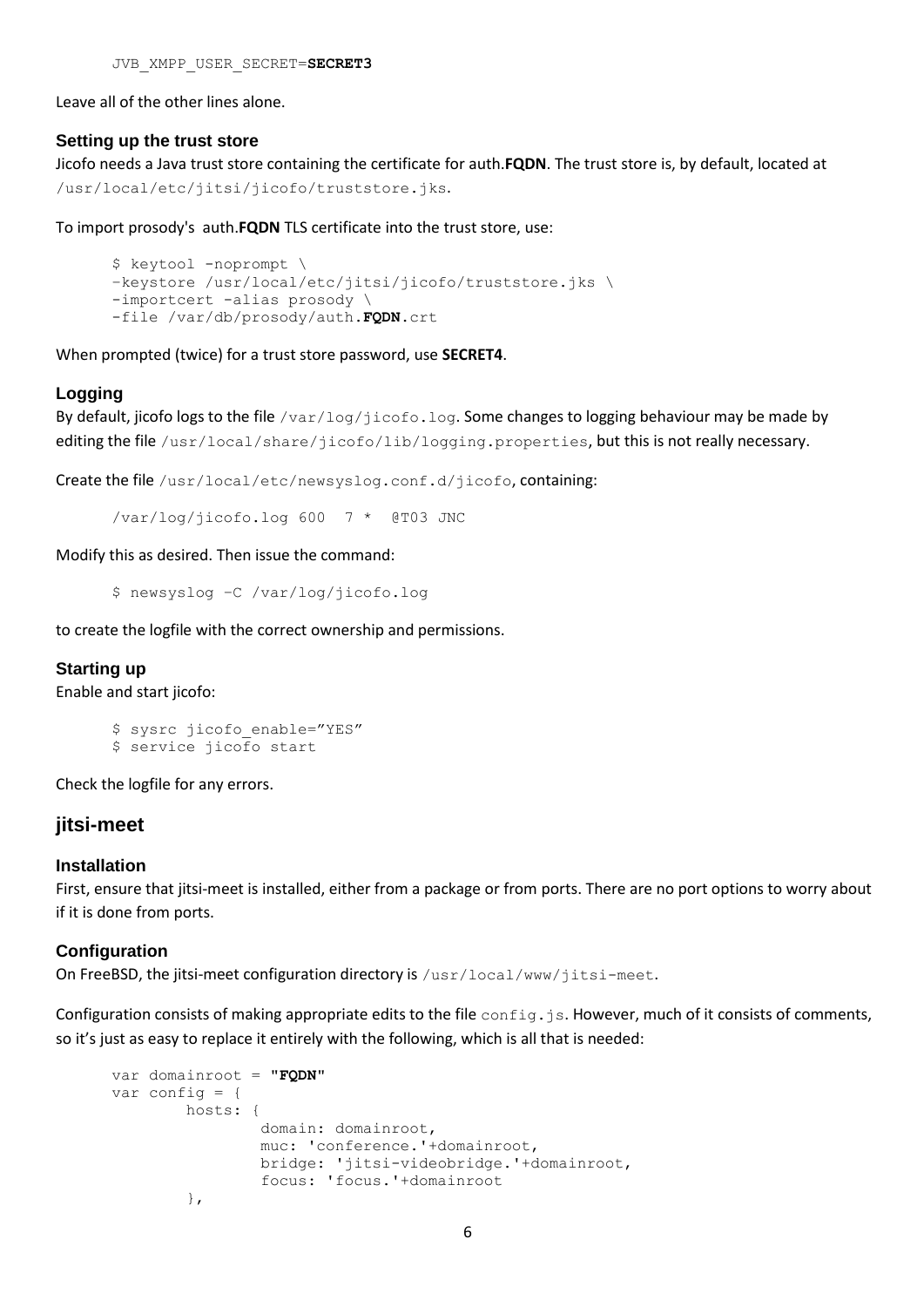```
JVB_XMPP_USER_SECRET=SECRET3
```

Leave all of the other lines alone.

### Setting up the trust store

Jicofo needs a Java trust store containing the certificate for auth.**FQDN**. The trust store is, by default, located at `/usr/local/etc/jitsi/jicofo/truststore.jks`.

To import prosody's auth.**FQDN** TLS certificate into the trust store, use:

```
$ keytool -noprompt \
-keystore /usr/local/etc/jitsi/jicofo/truststore.jks \
-importcert -alias prosody \
-file /var/db/prosody/auth.FQDN.crt
```

When prompted (twice) for a trust store password, use **SECRET4**.

### Logging

By default, jicofo logs to the file `/var/log/jicofo.log`. Some changes to logging behaviour may be made by editing the file `/usr/local/share/jicofo/lib/logging.properties`, but this is not really necessary.

Create the file `/usr/local/etc/newsyslog.conf.d/jicofo`, containing:

```
/var/log/jicofo.log 600  7 *  @T03 JNC
```

Modify this as desired. Then issue the command:

```
$ newsyslog –C /var/log/jicofo.log
```

to create the logfile with the correct ownership and permissions.

### Starting up

Enable and start jicofo:

```
$ sysrc jicofo_enable="YES"
$ service jicofo start
```

Check the logfile for any errors.

## jitsi-meet

### Installation

First, ensure that jitsi-meet is installed, either from a package or from ports. There are no port options to worry about if it is done from ports.

### Configuration

On FreeBSD, the jitsi-meet configuration directory is `/usr/local/www/jitsi-meet`.

Configuration consists of making appropriate edits to the file `config.js`. However, much of it consists of comments, so it's just as easy to replace it entirely with the following, which is all that is needed:

```
var domainroot = "FQDN"
var config = {
        hosts: {
                domain: domainroot,
                muc: 'conference.'+domainroot,
                bridge: 'jitsi-videobridge.'+domainroot,
                focus: 'focus.'+domainroot
        },
```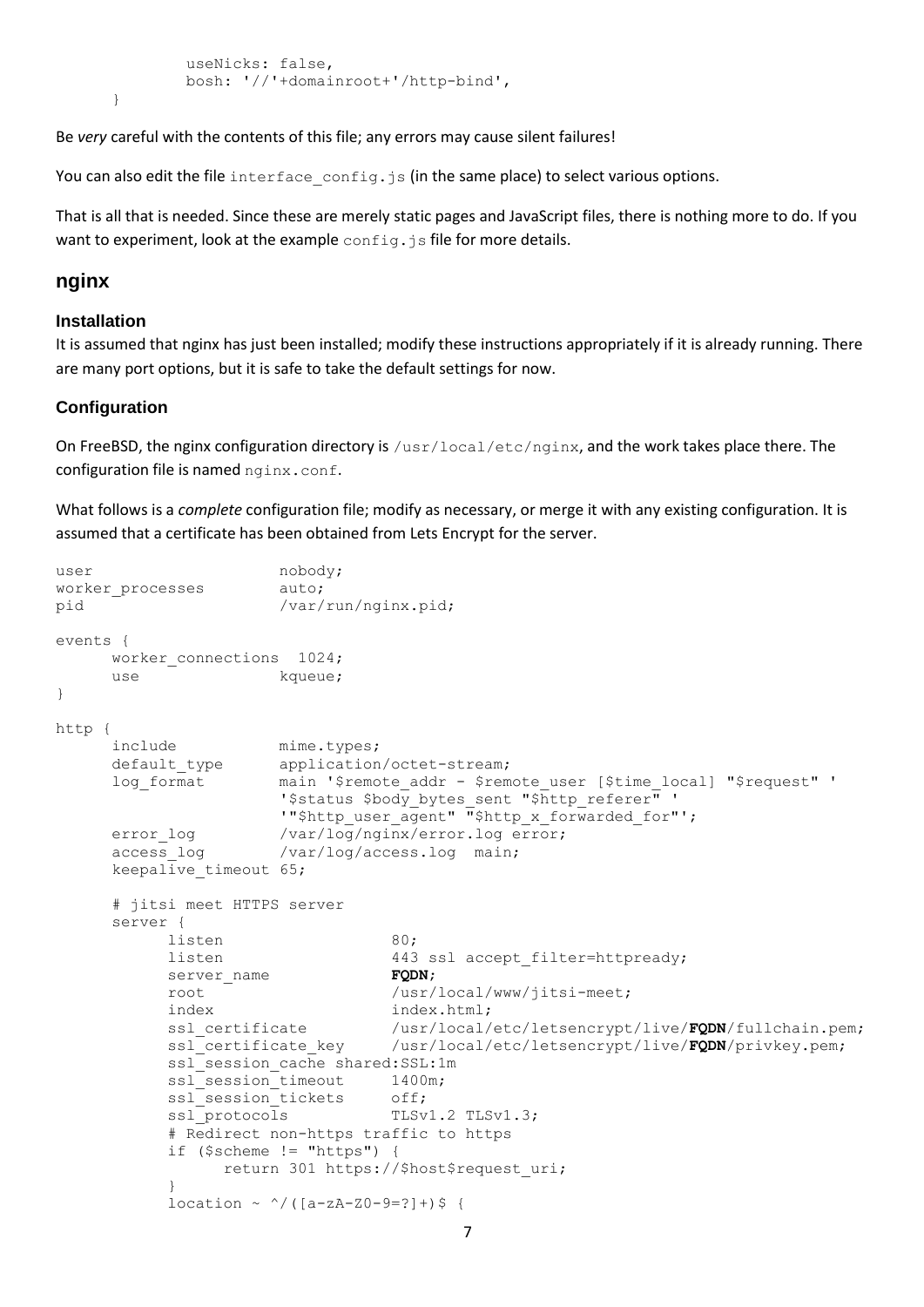```
            useNicks: false,
            bosh: '//'+domainroot+'/http-bind',
      }
```

Be *very* careful with the contents of this file; any errors may cause silent failures!

You can also edit the file `interface_config.js` (in the same place) to select various options.

That is all that is needed. Since these are merely static pages and JavaScript files, there is nothing more to do. If you want to experiment, look at the example `config.js` file for more details.

## nginx

### Installation

It is assumed that nginx has just been installed; modify these instructions appropriately if it is already running. There are many port options, but it is safe to take the default settings for now.

### Configuration

On FreeBSD, the nginx configuration directory is `/usr/local/etc/nginx`, and the work takes place there. The configuration file is named `nginx.conf`.

What follows is a *complete* configuration file; modify as necessary, or merge it with any existing configuration. It is assumed that a certificate has been obtained from Lets Encrypt for the server.

```
user                    nobody;
worker_processes        auto;
pid                     /var/run/nginx.pid;

events {
      worker_connections  1024;
      use               kqueue;
}

http {
      include           mime.types;
      default_type      application/octet-stream;
      log_format        main '$remote_addr - $remote_user [$time_local] "$request" '
                        '$status $body_bytes_sent "$http_referer" '
                        '"$http_user_agent" "$http_x_forwarded_for"';
      error_log         /var/log/nginx/error.log error;
      access_log        /var/log/access.log  main;
      keepalive_timeout 65;

      # jitsi meet HTTPS server
      server {
            listen                  80;
            listen                  443 ssl accept_filter=httpready;
            server_name             FQDN;
            root                    /usr/local/www/jitsi-meet;
            index                   index.html;
            ssl_certificate         /usr/local/etc/letsencrypt/live/FQDN/fullchain.pem;
            ssl_certificate_key     /usr/local/etc/letsencrypt/live/FQDN/privkey.pem;
            ssl_session_cache shared:SSL:1m
            ssl_session_timeout     1400m;
            ssl_session_tickets     off;
            ssl_protocols           TLSv1.2 TLSv1.3;
            # Redirect non-https traffic to https
            if ($scheme != "https") {
                  return 301 https://$host$request_uri;
            }
            location ~ ^/([a-zA-Z0-9=?]+)$ {
```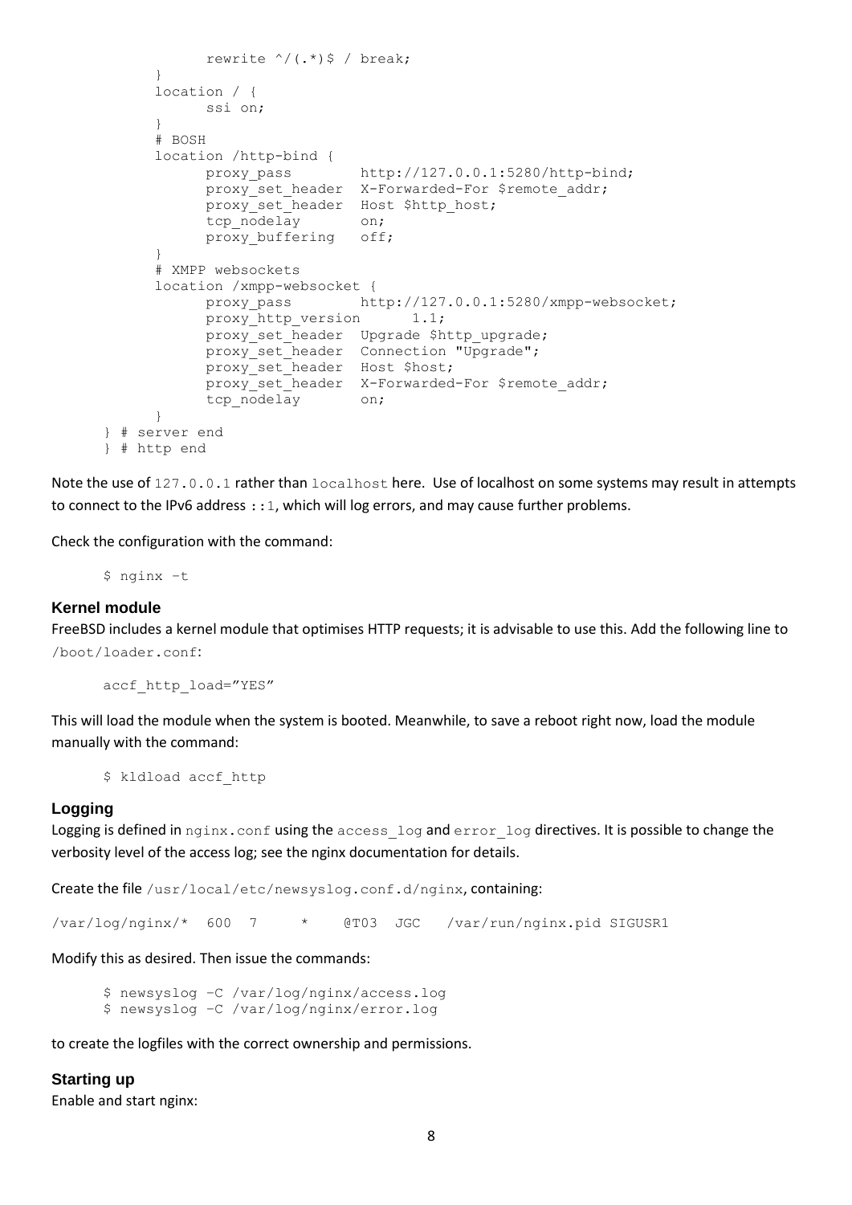```
            rewrite ^/(.*)$ / break;
        }
        location / {
            ssi on;
        }
        # BOSH
        location /http-bind {
            proxy_pass        http://127.0.0.1:5280/http-bind;
            proxy_set_header  X-Forwarded-For $remote_addr;
            proxy_set_header  Host $http_host;
            tcp_nodelay       on;
            proxy_buffering   off;
        }
        # XMPP websockets
        location /xmpp-websocket {
            proxy_pass        http://127.0.0.1:5280/xmpp-websocket;
            proxy_http_version      1.1;
            proxy_set_header  Upgrade $http_upgrade;
            proxy_set_header  Connection "Upgrade";
            proxy_set_header  Host $host;
            proxy_set_header  X-Forwarded-For $remote_addr;
            tcp_nodelay       on;
        }
    } # server end
} # http end
```

Note the use of `127.0.0.1` rather than `localhost` here. Use of localhost on some systems may result in attempts to connect to the IPv6 address `::1`, which will log errors, and may cause further problems.

Check the configuration with the command:

```
$ nginx -t
```

### Kernel module

FreeBSD includes a kernel module that optimises HTTP requests; it is advisable to use this. Add the following line to `/boot/loader.conf`:

```
accf_http_load="YES"
```

This will load the module when the system is booted. Meanwhile, to save a reboot right now, load the module manually with the command:

```
$ kldload accf_http
```

### Logging

Logging is defined in `nginx.conf` using the `access_log` and `error_log` directives. It is possible to change the verbosity level of the access log; see the nginx documentation for details.

Create the file `/usr/local/etc/newsyslog.conf.d/nginx`, containing:

```
/var/log/nginx/*  600  7     *    @T03  JGC   /var/run/nginx.pid SIGUSR1
```

Modify this as desired. Then issue the commands:

```
$ newsyslog -C /var/log/nginx/access.log
$ newsyslog -C /var/log/nginx/error.log
```

to create the logfiles with the correct ownership and permissions.

### Starting up

Enable and start nginx: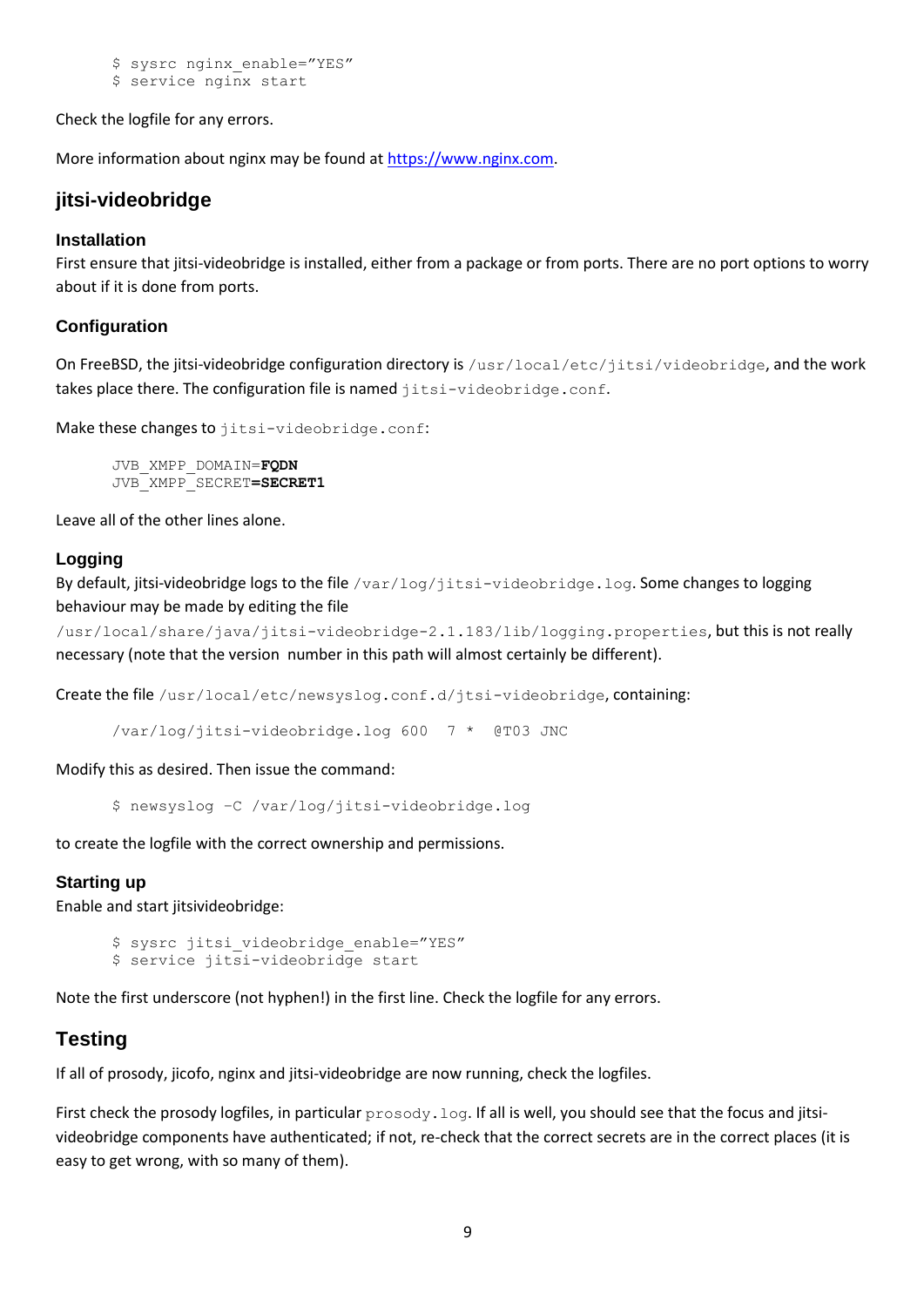```
$ sysrc nginx_enable="YES"
$ service nginx start
```

Check the logfile for any errors.

More information about nginx may be found at https://www.nginx.com.

## jitsi-videobridge

### Installation

First ensure that jitsi-videobridge is installed, either from a package or from ports. There are no port options to worry about if it is done from ports.

### Configuration

On FreeBSD, the jitsi-videobridge configuration directory is `/usr/local/etc/jitsi/videobridge`, and the work takes place there. The configuration file is named `jitsi-videobridge.conf`.

Make these changes to `jitsi-videobridge.conf`:

```
JVB_XMPP_DOMAIN=FQDN
JVB_XMPP_SECRET=SECRET1
```

Leave all of the other lines alone.

### Logging

By default, jitsi-videobridge logs to the file `/var/log/jitsi-videobridge.log`. Some changes to logging behaviour may be made by editing the file `/usr/local/share/java/jitsi-videobridge-2.1.183/lib/logging.properties`, but this is not really necessary (note that the version number in this path will almost certainly be different).

Create the file `/usr/local/etc/newsyslog.conf.d/jtsi-videobridge`, containing:

```
/var/log/jitsi-videobridge.log 600  7 *  @T03 JNC
```

Modify this as desired. Then issue the command:

```
$ newsyslog –C /var/log/jitsi-videobridge.log
```

to create the logfile with the correct ownership and permissions.

### Starting up

Enable and start jitsivideobridge:

```
$ sysrc jitsi_videobridge_enable="YES"
$ service jitsi-videobridge start
```

Note the first underscore (not hyphen!) in the first line. Check the logfile for any errors.

## Testing

If all of prosody, jicofo, nginx and jitsi-videobridge are now running, check the logfiles.

First check the prosody logfiles, in particular `prosody.log`. If all is well, you should see that the focus and jitsi-videobridge components have authenticated; if not, re-check that the correct secrets are in the correct places (it is easy to get wrong, with so many of them).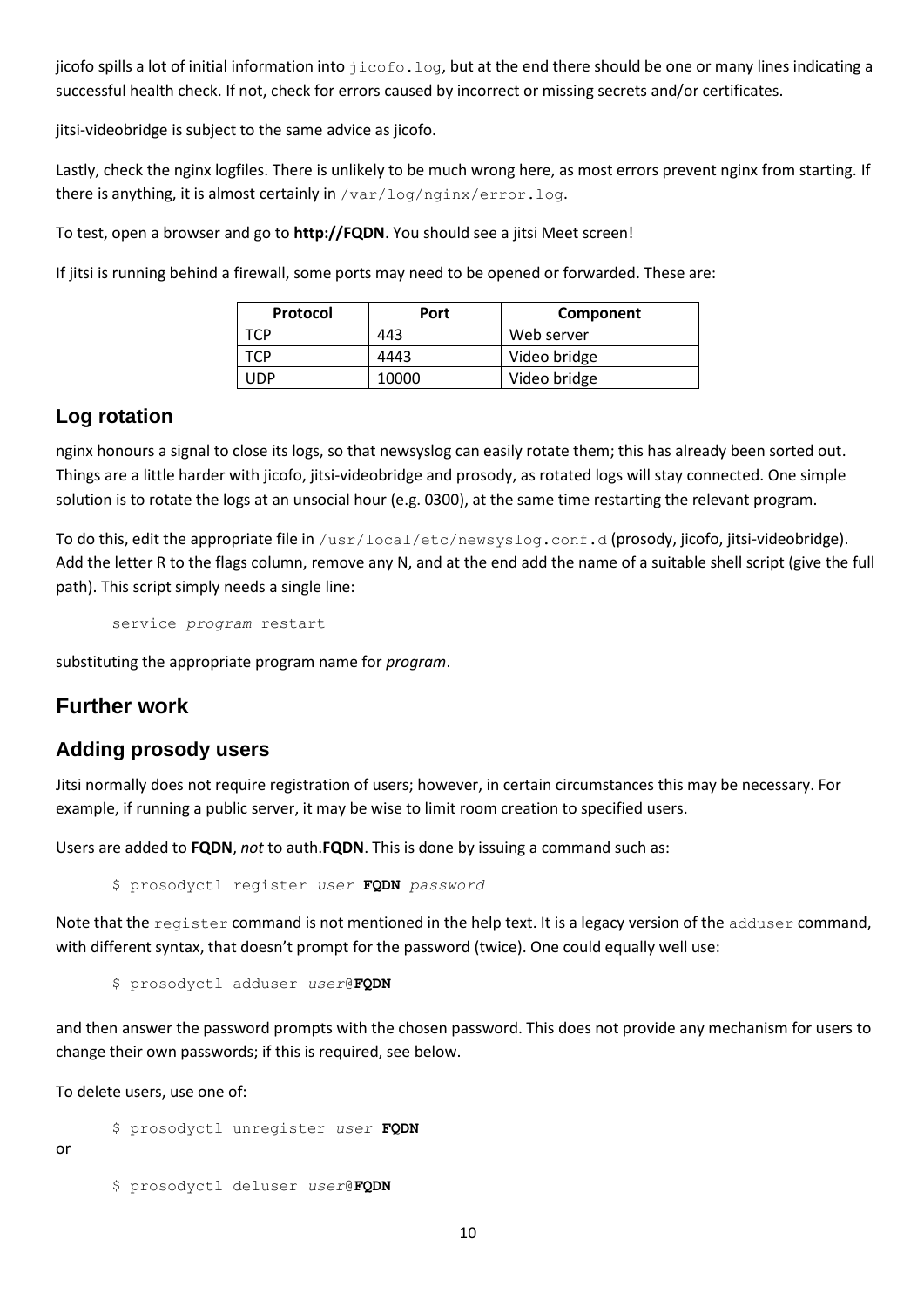jicofo spills a lot of initial information into `jicofo.log`, but at the end there should be one or many lines indicating a successful health check. If not, check for errors caused by incorrect or missing secrets and/or certificates.

jitsi-videobridge is subject to the same advice as jicofo.

Lastly, check the nginx logfiles. There is unlikely to be much wrong here, as most errors prevent nginx from starting. If there is anything, it is almost certainly in `/var/log/nginx/error.log`.

To test, open a browser and go to **http://FQDN**. You should see a jitsi Meet screen!

If jitsi is running behind a firewall, some ports may need to be opened or forwarded. These are:

| Protocol | Port | Component |
|---|---|---|
| TCP | 443 | Web server |
| TCP | 4443 | Video bridge |
| UDP | 10000 | Video bridge |

## Log rotation

nginx honours a signal to close its logs, so that newsyslog can easily rotate them; this has already been sorted out. Things are a little harder with jicofo, jitsi-videobridge and prosody, as rotated logs will stay connected. One simple solution is to rotate the logs at an unsocial hour (e.g. 0300), at the same time restarting the relevant program.

To do this, edit the appropriate file in `/usr/local/etc/newsyslog.conf.d` (prosody, jicofo, jitsi-videobridge). Add the letter R to the flags column, remove any N, and at the end add the name of a suitable shell script (give the full path). This script simply needs a single line:

```
service program restart
```

substituting the appropriate program name for *program*.

# Further work

## Adding prosody users

Jitsi normally does not require registration of users; however, in certain circumstances this may be necessary. For example, if running a public server, it may be wise to limit room creation to specified users.

Users are added to **FQDN**, *not* to auth.**FQDN**. This is done by issuing a command such as:

```
$ prosodyctl register user FQDN password
```

Note that the `register` command is not mentioned in the help text. It is a legacy version of the `adduser` command, with different syntax, that doesn't prompt for the password (twice). One could equally well use:

```
$ prosodyctl adduser user@FQDN
```

and then answer the password prompts with the chosen password. This does not provide any mechanism for users to change their own passwords; if this is required, see below.

To delete users, use one of:

```
$ prosodyctl unregister user FQDN
```

or

```
$ prosodyctl deluser user@FQDN
```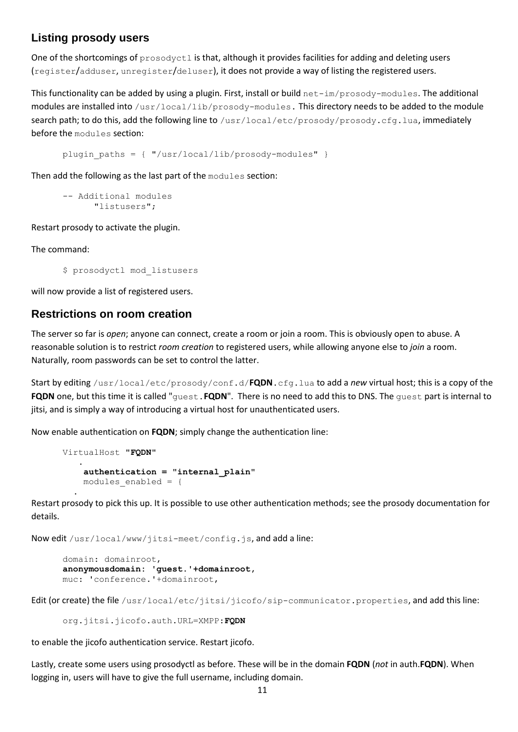## Listing prosody users

One of the shortcomings of `prosodyctl` is that, although it provides facilities for adding and deleting users (`register`/`adduser`, `unregister`/`deluser`), it does not provide a way of listing the registered users.

This functionality can be added by using a plugin. First, install or build `net-im/prosody-modules`. The additional modules are installed into `/usr/local/lib/prosody-modules`. This directory needs to be added to the module search path; to do this, add the following line to `/usr/local/etc/prosody/prosody.cfg.lua`, immediately before the `modules` section:

```
plugin_paths = { "/usr/local/lib/prosody-modules" }
```

Then add the following as the last part of the `modules` section:

```
-- Additional modules
      "listusers";
```

Restart prosody to activate the plugin.

The command:

```
$ prosodyctl mod_listusers
```

will now provide a list of registered users.

## Restrictions on room creation

The server so far is *open*; anyone can connect, create a room or join a room. This is obviously open to abuse. A reasonable solution is to restrict *room creation* to registered users, while allowing anyone else to *join* a room. Naturally, room passwords can be set to control the latter.

Start by editing `/usr/local/etc/prosody/conf.d/`**FQDN**`.cfg.lua` to add a *new* virtual host; this is a copy of the **FQDN** one, but this time it is called "`guest.`**FQDN**". There is no need to add this to DNS. The `guest` part is internal to jitsi, and is simply a way of introducing a virtual host for unauthenticated users.

Now enable authentication on **FQDN**; simply change the authentication line:

```
VirtualHost "FQDN"
     .
     authentication = "internal_plain"
     modules_enabled = {
    .
```

Restart prosody to pick this up. It is possible to use other authentication methods; see the prosody documentation for details.

Now edit `/usr/local/www/jitsi-meet/config.js`, and add a line:

```
domain: domainroot,
anonymousdomain: 'guest.'+domainroot,
muc: 'conference.'+domainroot,
```

Edit (or create) the file `/usr/local/etc/jitsi/jicofo/sip-communicator.properties`, and add this line:

```
org.jitsi.jicofo.auth.URL=XMPP:FQDN
```

to enable the jicofo authentication service. Restart jicofo.

Lastly, create some users using prosodyctl as before. These will be in the domain **FQDN** (*not* in auth.**FQDN**). When logging in, users will have to give the full username, including domain.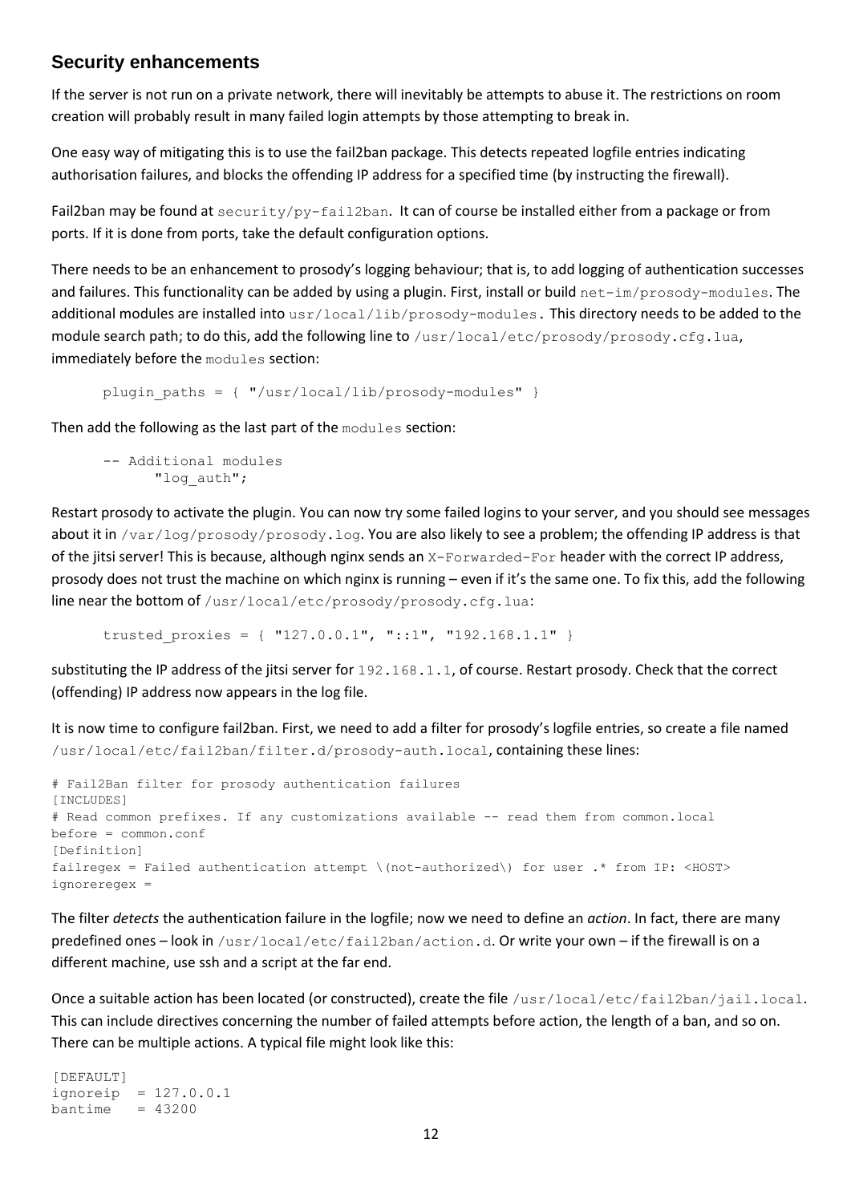## Security enhancements

If the server is not run on a private network, there will inevitably be attempts to abuse it. The restrictions on room creation will probably result in many failed login attempts by those attempting to break in.

One easy way of mitigating this is to use the fail2ban package. This detects repeated logfile entries indicating authorisation failures, and blocks the offending IP address for a specified time (by instructing the firewall).

Fail2ban may be found at `security/py-fail2ban`. It can of course be installed either from a package or from ports. If it is done from ports, take the default configuration options.

There needs to be an enhancement to prosody's logging behaviour; that is, to add logging of authentication successes and failures. This functionality can be added by using a plugin. First, install or build `net-im/prosody-modules`. The additional modules are installed into `usr/local/lib/prosody-modules`. This directory needs to be added to the module search path; to do this, add the following line to `/usr/local/etc/prosody/prosody.cfg.lua`, immediately before the `modules` section:

```
plugin_paths = { "/usr/local/lib/prosody-modules" }
```

Then add the following as the last part of the `modules` section:

```
-- Additional modules
     "log_auth";
```

Restart prosody to activate the plugin. You can now try some failed logins to your server, and you should see messages about it in `/var/log/prosody/prosody.log`. You are also likely to see a problem; the offending IP address is that of the jitsi server! This is because, although nginx sends an `X-Forwarded-For` header with the correct IP address, prosody does not trust the machine on which nginx is running – even if it's the same one. To fix this, add the following line near the bottom of `/usr/local/etc/prosody/prosody.cfg.lua`:

```
trusted_proxies = { "127.0.0.1", "::1", "192.168.1.1" }
```

substituting the IP address of the jitsi server for `192.168.1.1`, of course. Restart prosody. Check that the correct (offending) IP address now appears in the log file.

It is now time to configure fail2ban. First, we need to add a filter for prosody's logfile entries, so create a file named `/usr/local/etc/fail2ban/filter.d/prosody-auth.local`, containing these lines:

```
# Fail2Ban filter for prosody authentication failures
[INCLUDES]
# Read common prefixes. If any customizations available -- read them from common.local
before = common.conf
[Definition]
failregex = Failed authentication attempt \(not-authorized\) for user .* from IP: <HOST>
ignoreregex =
```

The filter *detects* the authentication failure in the logfile; now we need to define an *action*. In fact, there are many predefined ones – look in `/usr/local/etc/fail2ban/action.d`. Or write your own – if the firewall is on a different machine, use ssh and a script at the far end.

Once a suitable action has been located (or constructed), create the file `/usr/local/etc/fail2ban/jail.local`. This can include directives concerning the number of failed attempts before action, the length of a ban, and so on. There can be multiple actions. A typical file might look like this:

```
[DEFAULT]
ignoreip  = 127.0.0.1
bantime   = 43200
```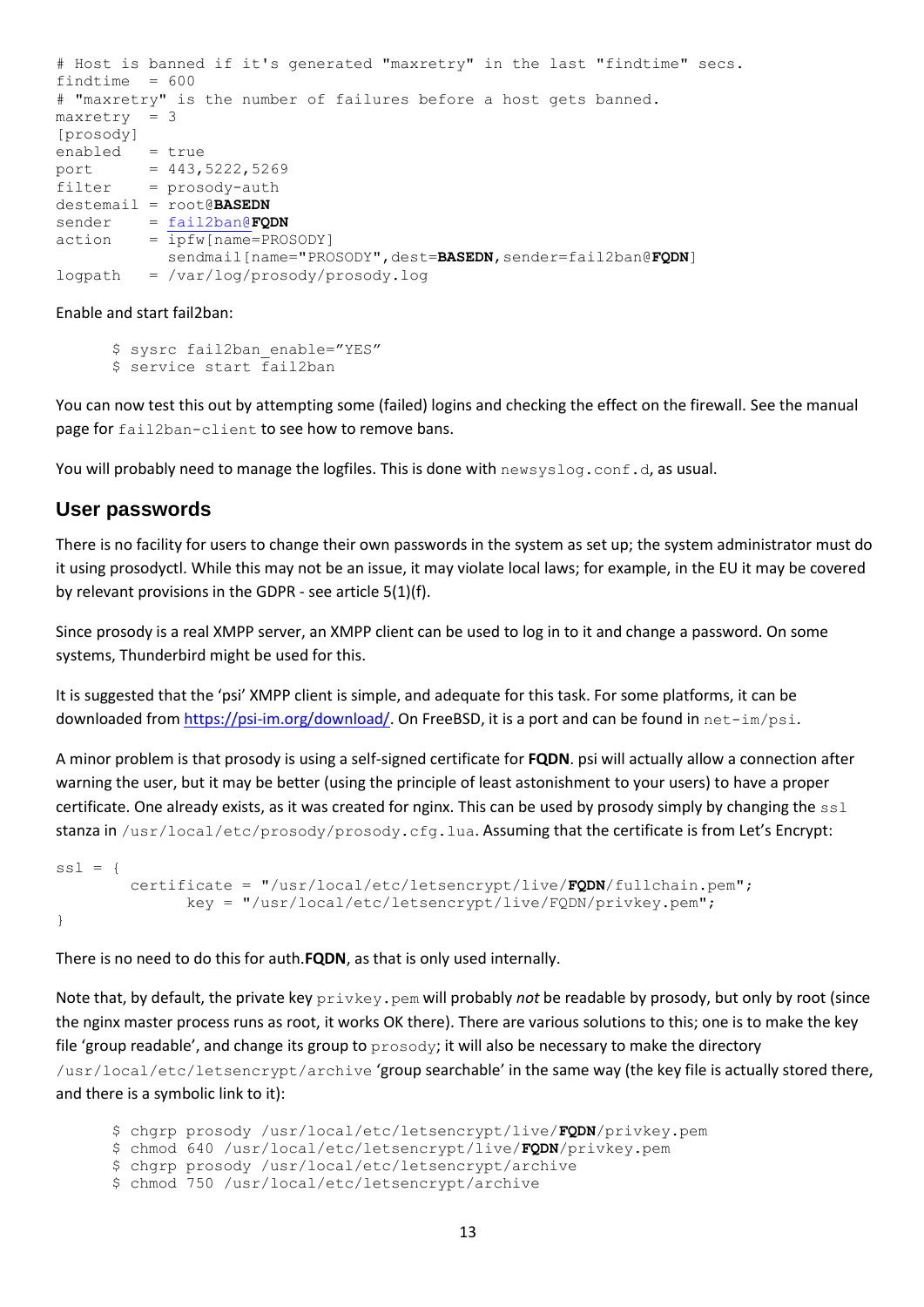```
# Host is banned if it's generated "maxretry" in the last "findtime" secs.
findtime  = 600
# "maxretry" is the number of failures before a host gets banned.
maxretry  = 3
[prosody]
enabled   = true
port      = 443,5222,5269
filter    = prosody-auth
destemail = root@BASEDN
sender    = fail2ban@FQDN
action    = ipfw[name=PROSODY]
            sendmail[name="PROSODY",dest=BASEDN,sender=fail2ban@FQDN]
logpath   = /var/log/prosody/prosody.log
```

Enable and start fail2ban:

```
$ sysrc fail2ban_enable="YES"
$ service start fail2ban
```

You can now test this out by attempting some (failed) logins and checking the effect on the firewall. See the manual page for `fail2ban-client` to see how to remove bans.

You will probably need to manage the logfiles. This is done with `newsyslog.conf.d`, as usual.

## User passwords

There is no facility for users to change their own passwords in the system as set up; the system administrator must do it using prosodyctl. While this may not be an issue, it may violate local laws; for example, in the EU it may be covered by relevant provisions in the GDPR - see article 5(1)(f).

Since prosody is a real XMPP server, an XMPP client can be used to log in to it and change a password. On some systems, Thunderbird might be used for this.

It is suggested that the 'psi' XMPP client is simple, and adequate for this task. For some platforms, it can be downloaded from https://psi-im.org/download/. On FreeBSD, it is a port and can be found in `net-im/psi`.

A minor problem is that prosody is using a self-signed certificate for **FQDN**. psi will actually allow a connection after warning the user, but it may be better (using the principle of least astonishment to your users) to have a proper certificate. One already exists, as it was created for nginx. This can be used by prosody simply by changing the `ssl` stanza in `/usr/local/etc/prosody/prosody.cfg.lua`. Assuming that the certificate is from Let's Encrypt:

```
ssl = {
        certificate = "/usr/local/etc/letsencrypt/live/FQDN/fullchain.pem";
              key = "/usr/local/etc/letsencrypt/live/FQDN/privkey.pem";
}
```

There is no need to do this for auth.**FQDN**, as that is only used internally.

Note that, by default, the private key `privkey.pem` will probably *not* be readable by prosody, but only by root (since the nginx master process runs as root, it works OK there). There are various solutions to this; one is to make the key file 'group readable', and change its group to `prosody`; it will also be necessary to make the directory `/usr/local/etc/letsencrypt/archive` 'group searchable' in the same way (the key file is actually stored there, and there is a symbolic link to it):

```
$ chgrp prosody /usr/local/etc/letsencrypt/live/FQDN/privkey.pem
$ chmod 640 /usr/local/etc/letsencrypt/live/FQDN/privkey.pem
$ chgrp prosody /usr/local/etc/letsencrypt/archive
$ chmod 750 /usr/local/etc/letsencrypt/archive
```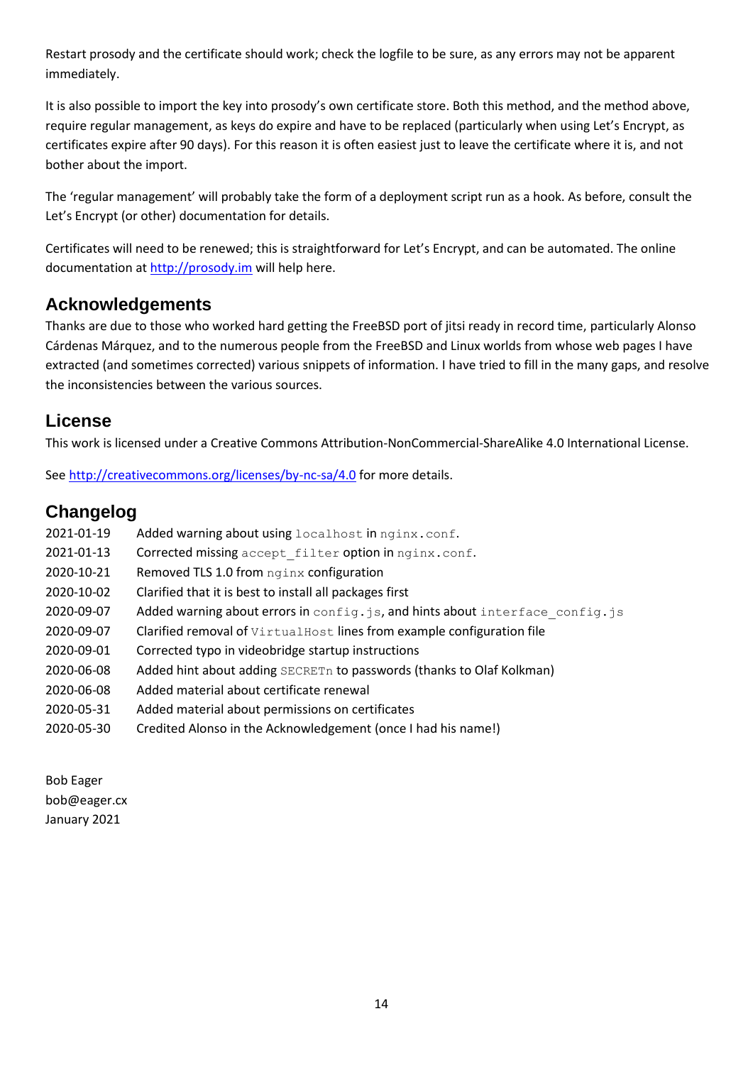Restart prosody and the certificate should work; check the logfile to be sure, as any errors may not be apparent immediately.

It is also possible to import the key into prosody's own certificate store. Both this method, and the method above, require regular management, as keys do expire and have to be replaced (particularly when using Let's Encrypt, as certificates expire after 90 days). For this reason it is often easiest just to leave the certificate where it is, and not bother about the import.

The 'regular management' will probably take the form of a deployment script run as a hook. As before, consult the Let's Encrypt (or other) documentation for details.

Certificates will need to be renewed; this is straightforward for Let's Encrypt, and can be automated. The online documentation at [http://prosody.im](http://prosody.im) will help here.

## Acknowledgements

Thanks are due to those who worked hard getting the FreeBSD port of jitsi ready in record time, particularly Alonso Cárdenas Márquez, and to the numerous people from the FreeBSD and Linux worlds from whose web pages I have extracted (and sometimes corrected) various snippets of information. I have tried to fill in the many gaps, and resolve the inconsistencies between the various sources.

## License

This work is licensed under a Creative Commons Attribution-NonCommercial-ShareAlike 4.0 International License.

See [http://creativecommons.org/licenses/by-nc-sa/4.0](http://creativecommons.org/licenses/by-nc-sa/4.0) for more details.

## Changelog

| | |
|---|---|
| 2021-01-19 | Added warning about using `localhost` in `nginx.conf`. |
| 2021-01-13 | Corrected missing `accept_filter` option in `nginx.conf`. |
| 2020-10-21 | Removed TLS 1.0 from `nginx` configuration |
| 2020-10-02 | Clarified that it is best to install all packages first |
| 2020-09-07 | Added warning about errors in `config.js`, and hints about `interface_config.js` |
| 2020-09-07 | Clarified removal of `VirtualHost` lines from example configuration file |
| 2020-09-01 | Corrected typo in videobridge startup instructions |
| 2020-06-08 | Added hint about adding `SECRETn` to passwords (thanks to Olaf Kolkman) |
| 2020-06-08 | Added material about certificate renewal |
| 2020-05-31 | Added material about permissions on certificates |
| 2020-05-30 | Credited Alonso in the Acknowledgement (once I had his name!) |

Bob Eager
bob@eager.cx
January 2021